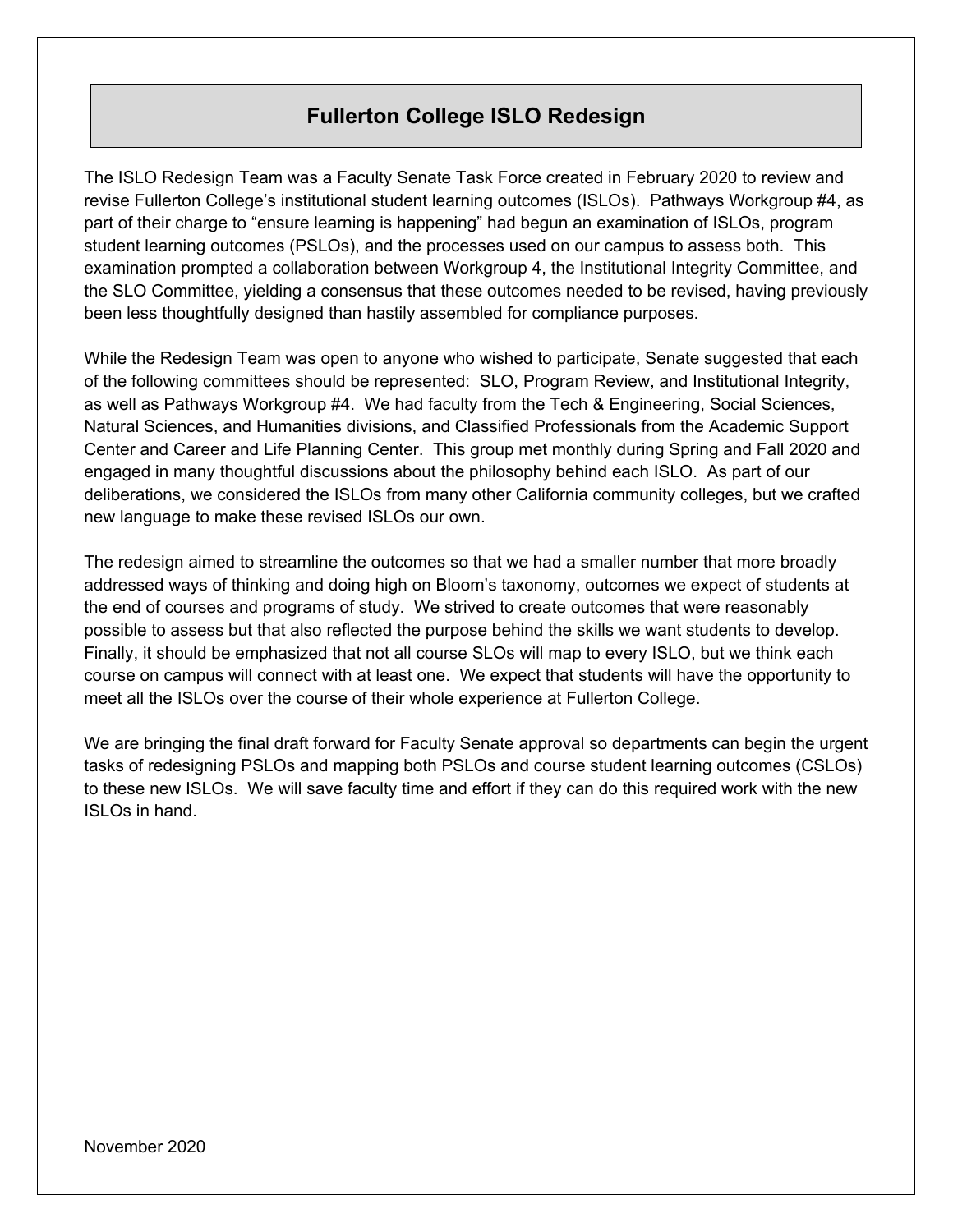# Fullerton College ISLO Redesign

The ISLO Redesign Team was a Faculty Senate Task Force created in February 2020 to review and revise Fullerton College's institutional student learning outcomes (ISLOs). Pathways Workgroup #4, as part of their charge to "ensure learning is happening" had begun an examination of ISLOs, program student learning outcomes (PSLOs), and the processes used on our campus to assess both. This examination prompted a collaboration between Workgroup 4, the Institutional Integrity Committee, and the SLO Committee, yielding a consensus that these outcomes needed to be revised, having previously been less thoughtfully designed than hastily assembled for compliance purposes.

While the Redesign Team was open to anyone who wished to participate, Senate suggested that each of the following committees should be represented: SLO, Program Review, and Institutional Integrity, as well as Pathways Workgroup #4. We had faculty from the Tech & Engineering, Social Sciences, Natural Sciences, and Humanities divisions, and Classified Professionals from the Academic Support Center and Career and Life Planning Center. This group met monthly during Spring and Fall 2020 and engaged in many thoughtful discussions about the philosophy behind each ISLO. As part of our deliberations, we considered the ISLOs from many other California community colleges, but we crafted new language to make these revised ISLOs our own.

The redesign aimed to streamline the outcomes so that we had a smaller number that more broadly addressed ways of thinking and doing high on Bloom's taxonomy, outcomes we expect of students at the end of courses and programs of study. We strived to create outcomes that were reasonably possible to assess but that also reflected the purpose behind the skills we want students to develop. Finally, it should be emphasized that not all course SLOs will map to every ISLO, but we think each course on campus will connect with at least one. We expect that students will have the opportunity to meet all the ISLOs over the course of their whole experience at Fullerton College.

We are bringing the final draft forward for Faculty Senate approval so departments can begin the urgent tasks of redesigning PSLOs and mapping both PSLOs and course student learning outcomes (CSLOs) to these new ISLOs. We will save faculty time and effort if they can do this required work with the new ISLOs in hand.

November 2020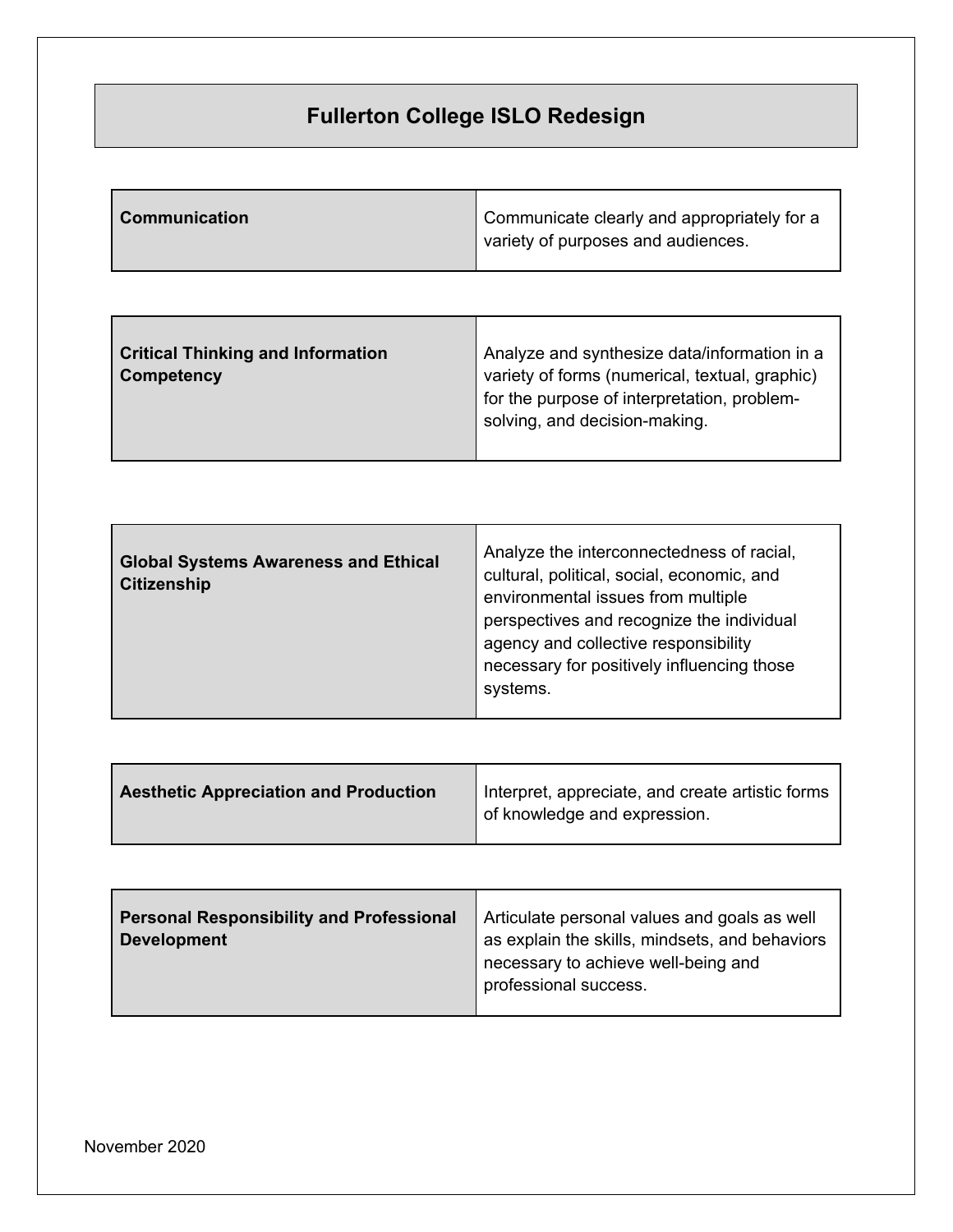# Fullerton College ISLO Redesign

| | |
|---|---|
| **Communication** | Communicate clearly and appropriately for a variety of purposes and audiences. |
| **Critical Thinking and Information Competency** | Analyze and synthesize data/information in a variety of forms (numerical, textual, graphic) for the purpose of interpretation, problem-solving, and decision-making. |
| **Global Systems Awareness and Ethical Citizenship** | Analyze the interconnectedness of racial, cultural, political, social, economic, and environmental issues from multiple perspectives and recognize the individual agency and collective responsibility necessary for positively influencing those systems. |
| **Aesthetic Appreciation and Production** | Interpret, appreciate, and create artistic forms of knowledge and expression. |
| **Personal Responsibility and Professional Development** | Articulate personal values and goals as well as explain the skills, mindsets, and behaviors necessary to achieve well-being and professional success. |

November 2020